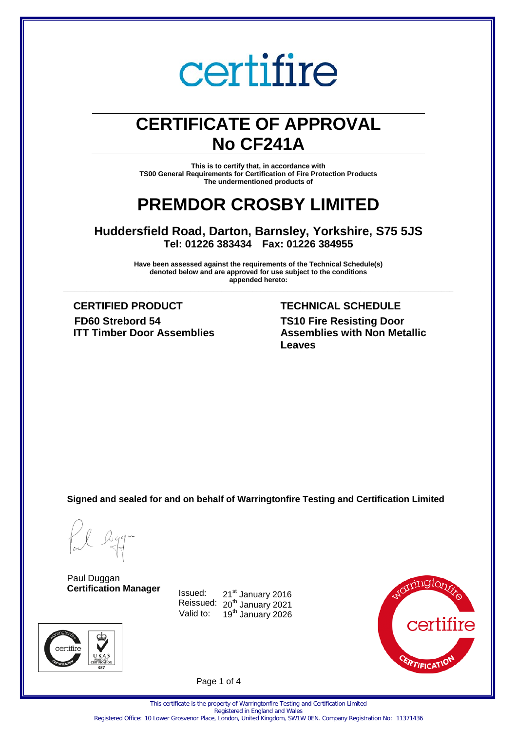certifire

# CERTIFICATE OF APPROVAL
# No CF241A

**This is to certify that, in accordance with**
**TS00 General Requirements for Certification of Fire Protection Products**
**The undermentioned products of**

# PREMDOR CROSBY LIMITED

### Huddersfield Road, Darton, Barnsley, Yorkshire, S75 5JS
**Tel: 01226 383434 Fax: 01226 384955**

**Have been assessed against the requirements of the Technical Schedule(s) denoted below and are approved for use subject to the conditions appended hereto:**

| CERTIFIED PRODUCT | TECHNICAL SCHEDULE |
|---|---|
| **FD60 Strebord 54 ITT Timber Door Assemblies** | **TS10 Fire Resisting Door Assemblies with Non Metallic Leaves** |

**Signed and sealed for and on behalf of Warringtonfire Testing and Certification Limited**

Paul Duggan
**Certification Manager**

Issued: 21st January 2016
Reissued: 20th January 2021
Valid to: 19th January 2026

This certificate is the property of Warringtonfire Testing and Certification Limited
Registered in England and Wales
Registered Office: 10 Lower Grosvenor Place, London, United Kingdom, SW1W 0EN. Company Registration No: 11371436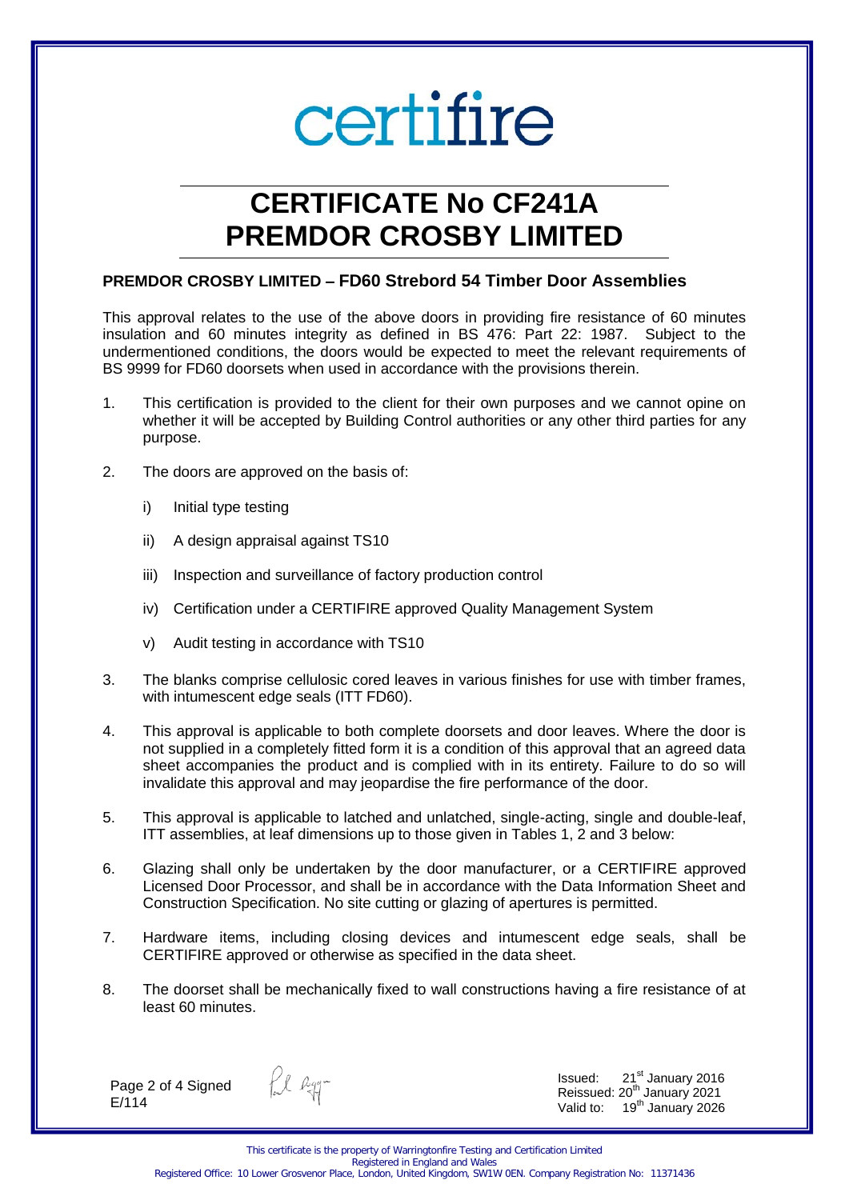certifire

# CERTIFICATE No CF241A
# PREMDOR CROSBY LIMITED

### PREMDOR CROSBY LIMITED – FD60 Strebord 54 Timber Door Assemblies

This approval relates to the use of the above doors in providing fire resistance of 60 minutes insulation and 60 minutes integrity as defined in BS 476: Part 22: 1987. Subject to the undermentioned conditions, the doors would be expected to meet the relevant requirements of BS 9999 for FD60 doorsets when used in accordance with the provisions therein.

1. This certification is provided to the client for their own purposes and we cannot opine on whether it will be accepted by Building Control authorities or any other third parties for any purpose.

2. The doors are approved on the basis of:

   i) Initial type testing

   ii) A design appraisal against TS10

   iii) Inspection and surveillance of factory production control

   iv) Certification under a CERTIFIRE approved Quality Management System

   v) Audit testing in accordance with TS10

3. The blanks comprise cellulosic cored leaves in various finishes for use with timber frames, with intumescent edge seals (ITT FD60).

4. This approval is applicable to both complete doorsets and door leaves. Where the door is not supplied in a completely fitted form it is a condition of this approval that an agreed data sheet accompanies the product and is complied with in its entirety. Failure to do so will invalidate this approval and may jeopardise the fire performance of the door.

5. This approval is applicable to latched and unlatched, single-acting, single and double-leaf, ITT assemblies, at leaf dimensions up to those given in Tables 1, 2 and 3 below:

6. Glazing shall only be undertaken by the door manufacturer, or a CERTIFIRE approved Licensed Door Processor, and shall be in accordance with the Data Information Sheet and Construction Specification. No site cutting or glazing of apertures is permitted.

7. Hardware items, including closing devices and intumescent edge seals, shall be CERTIFIRE approved or otherwise as specified in the data sheet.

8. The doorset shall be mechanically fixed to wall constructions having a fire resistance of at least 60 minutes.

Signed E/114

Issued: 21st January 2016
Reissued: 20th January 2021
Valid to: 19th January 2026

This certificate is the property of Warringtonfire Testing and Certification Limited
Registered in England and Wales
Registered Office: 10 Lower Grosvenor Place, London, United Kingdom, SW1W 0EN. Company Registration No: 11371436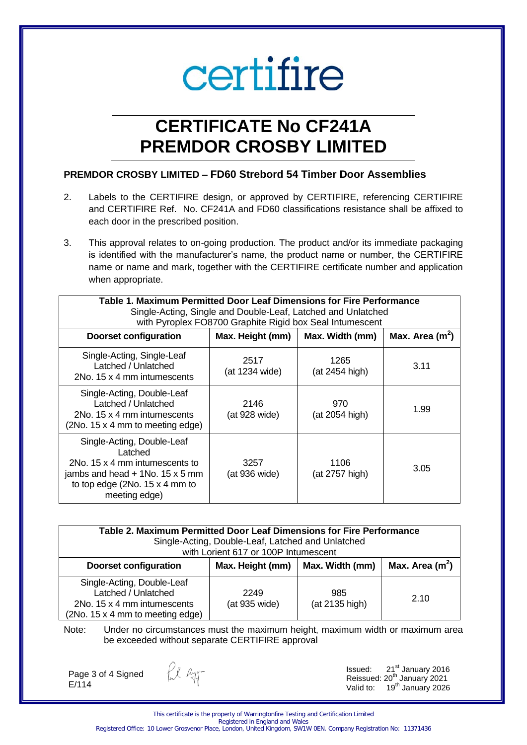# certifire

# CERTIFICATE No CF241A
# PREMDOR CROSBY LIMITED

### PREMDOR CROSBY LIMITED – FD60 Strebord 54 Timber Door Assemblies

2. Labels to the CERTIFIRE design, or approved by CERTIFIRE, referencing CERTIFIRE and CERTIFIRE Ref. No. CF241A and FD60 classifications resistance shall be affixed to each door in the prescribed position.

3. This approval relates to on-going production. The product and/or its immediate packaging is identified with the manufacturer's name, the product name or number, the CERTIFIRE name or name and mark, together with the CERTIFIRE certificate number and application when appropriate.

**Table 1. Maximum Permitted Door Leaf Dimensions for Fire Performance**
Single-Acting, Single and Double-Leaf, Latched and Unlatched
with Pyroplex FO8700 Graphite Rigid box Seal Intumescent

| Doorset configuration | Max. Height (mm) | Max. Width (mm) | Max. Area ($m^2$) |
|---|---|---|---|
| Single-Acting, Single-Leaf Latched / Unlatched 2No. 15 x 4 mm intumescents | 2517 (at 1234 wide) | 1265 (at 2454 high) | 3.11 |
| Single-Acting, Double-Leaf Latched / Unlatched 2No. 15 x 4 mm intumescents (2No. 15 x 4 mm to meeting edge) | 2146 (at 928 wide) | 970 (at 2054 high) | 1.99 |
| Single-Acting, Double-Leaf Latched 2No. 15 x 4 mm intumescents to jambs and head + 1No. 15 x 5 mm to top edge (2No. 15 x 4 mm to meeting edge) | 3257 (at 936 wide) | 1106 (at 2757 high) | 3.05 |

**Table 2. Maximum Permitted Door Leaf Dimensions for Fire Performance**
Single-Acting, Double-Leaf, Latched and Unlatched
with Lorient 617 or 100P Intumescent

| Doorset configuration | Max. Height (mm) | Max. Width (mm) | Max. Area ($m^2$) |
|---|---|---|---|
| Single-Acting, Double-Leaf Latched / Unlatched 2No. 15 x 4 mm intumescents (2No. 15 x 4 mm to meeting edge) | 2249 (at 935 wide) | 985 (at 2135 high) | 2.10 |

Note: Under no circumstances must the maximum height, maximum width or maximum area be exceeded without separate CERTIFIRE approval

Signed
E/114

Issued: 21st January 2016
Reissued: 20th January 2021
Valid to: 19th January 2026

This certificate is the property of Warringtonfire Testing and Certification Limited
Registered in England and Wales
Registered Office: 10 Lower Grosvenor Place, London, United Kingdom, SW1W 0EN. Company Registration No: 11371436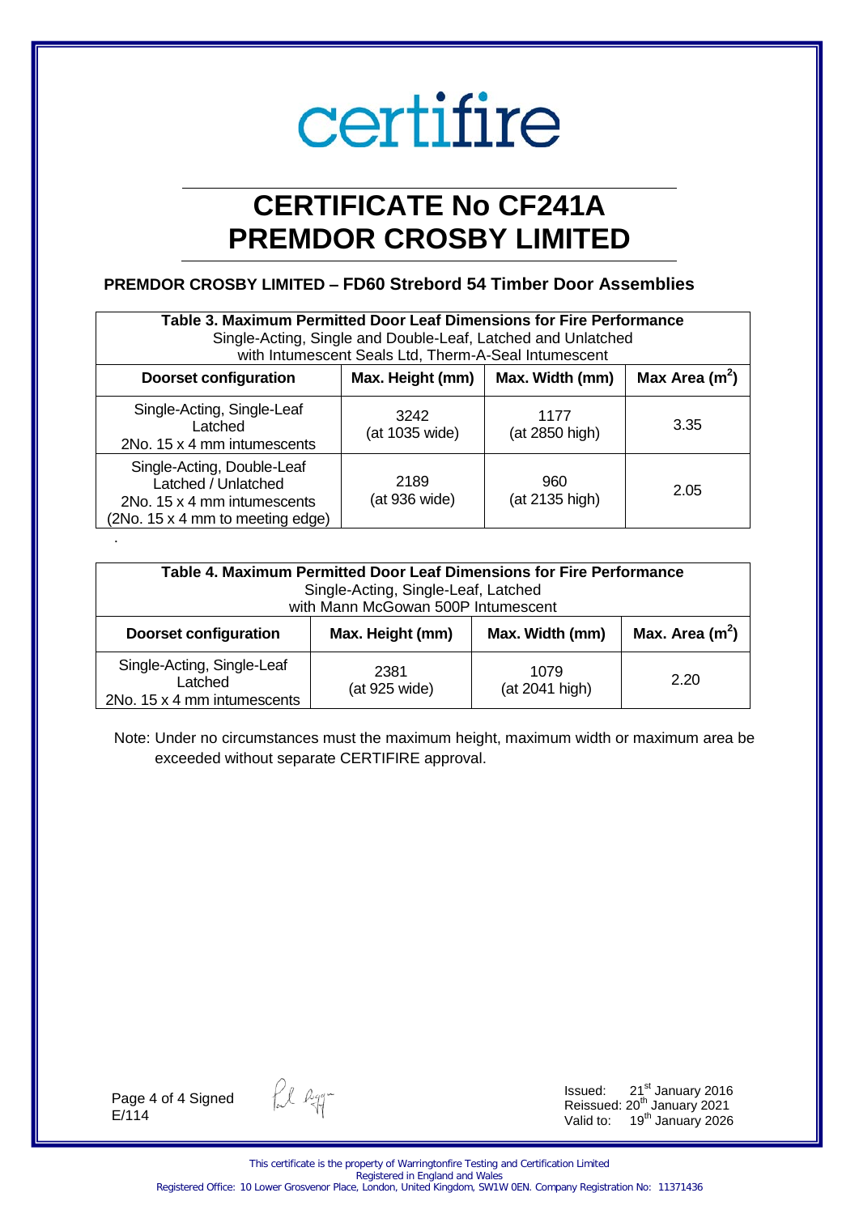certifire

# CERTIFICATE No CF241A
# PREMDOR CROSBY LIMITED

## PREMDOR CROSBY LIMITED – FD60 Strebord 54 Timber Door Assemblies

| **Table 3. Maximum Permitted Door Leaf Dimensions for Fire Performance** Single-Acting, Single and Double-Leaf, Latched and Unlatched with Intumescent Seals Ltd, Therm-A-Seal Intumescent | | | |
|---|---|---|---|
| **Doorset configuration** | **Max. Height (mm)** | **Max. Width (mm)** | **Max Area ($m^2$)** |
| Single-Acting, Single-Leaf Latched 2No. 15 x 4 mm intumescents | 3242 (at 1035 wide) | 1177 (at 2850 high) | 3.35 |
| Single-Acting, Double-Leaf Latched / Unlatched 2No. 15 x 4 mm intumescents (2No. 15 x 4 mm to meeting edge) | 2189 (at 936 wide) | 960 (at 2135 high) | 2.05 |

.

| **Table 4. Maximum Permitted Door Leaf Dimensions for Fire Performance** Single-Acting, Single-Leaf, Latched with Mann McGowan 500P Intumescent | | | |
|---|---|---|---|
| **Doorset configuration** | **Max. Height (mm)** | **Max. Width (mm)** | **Max. Area ($m^2$)** |
| Single-Acting, Single-Leaf Latched 2No. 15 x 4 mm intumescents | 2381 (at 925 wide) | 1079 (at 2041 high) | 2.20 |

Note: Under no circumstances must the maximum height, maximum width or maximum area be exceeded without separate CERTIFIRE approval.

Signed
E/114

Issued: 21st January 2016
Reissued: 20th January 2021
Valid to: 19th January 2026

This certificate is the property of Warringtonfire Testing and Certification Limited
Registered in England and Wales
Registered Office: 10 Lower Grosvenor Place, London, United Kingdom, SW1W 0EN. Company Registration No: 11371436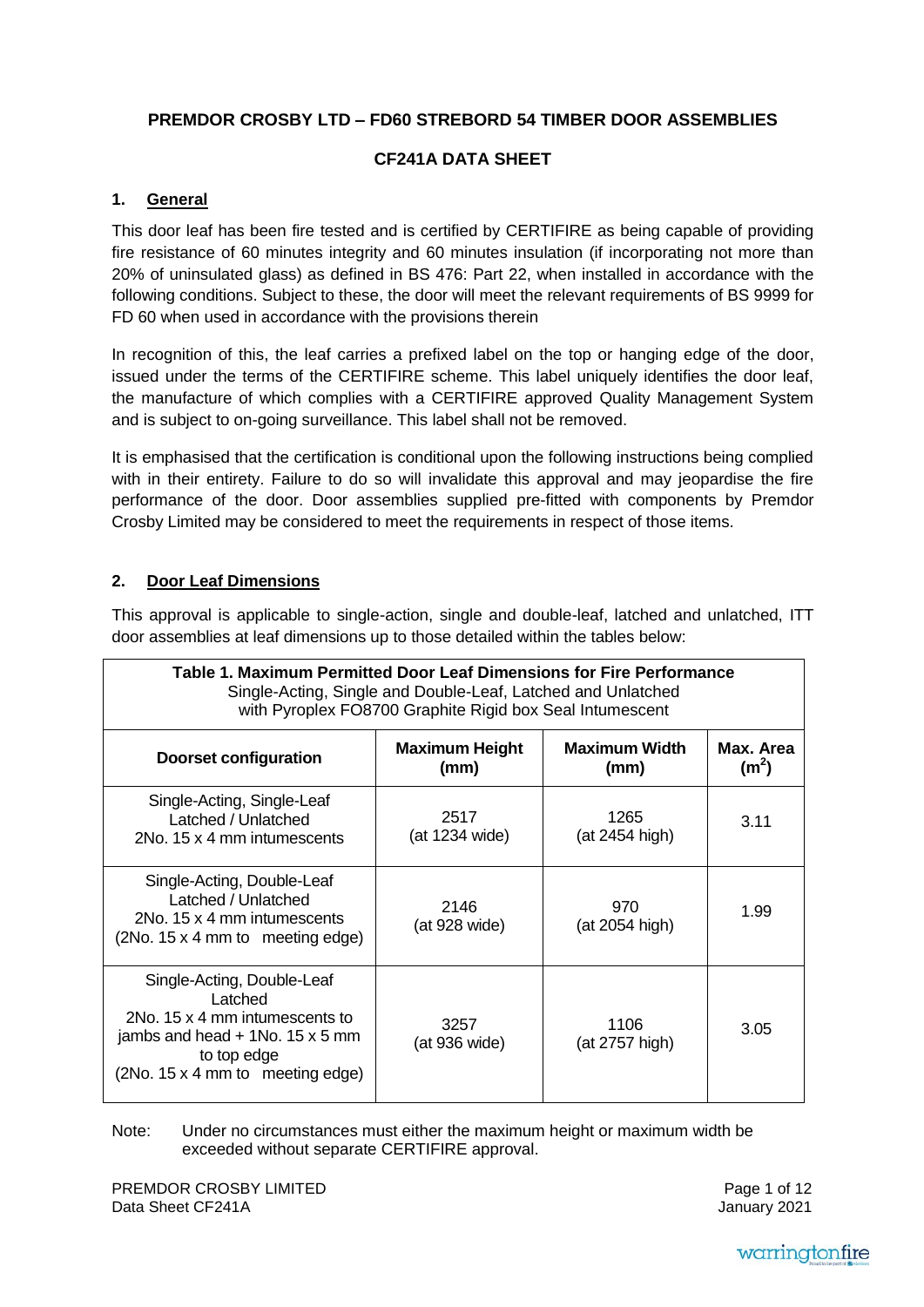**PREMDOR CROSBY LTD – FD60 STREBORD 54 TIMBER DOOR ASSEMBLIES**

**CF241A DATA SHEET**

## 1. General

This door leaf has been fire tested and is certified by CERTIFIRE as being capable of providing fire resistance of 60 minutes integrity and 60 minutes insulation (if incorporating not more than 20% of uninsulated glass) as defined in BS 476: Part 22, when installed in accordance with the following conditions. Subject to these, the door will meet the relevant requirements of BS 9999 for FD 60 when used in accordance with the provisions therein

In recognition of this, the leaf carries a prefixed label on the top or hanging edge of the door, issued under the terms of the CERTIFIRE scheme. This label uniquely identifies the door leaf, the manufacture of which complies with a CERTIFIRE approved Quality Management System and is subject to on-going surveillance. This label shall not be removed.

It is emphasised that the certification is conditional upon the following instructions being complied with in their entirety. Failure to do so will invalidate this approval and may jeopardise the fire performance of the door. Door assemblies supplied pre-fitted with components by Premdor Crosby Limited may be considered to meet the requirements in respect of those items.

## 2. Door Leaf Dimensions

This approval is applicable to single-action, single and double-leaf, latched and unlatched, ITT door assemblies at leaf dimensions up to those detailed within the tables below:

**Table 1. Maximum Permitted Door Leaf Dimensions for Fire Performance**
Single-Acting, Single and Double-Leaf, Latched and Unlatched
with Pyroplex FO8700 Graphite Rigid box Seal Intumescent

| Doorset configuration | Maximum Height (mm) | Maximum Width (mm) | Max. Area ($m^2$) |
|---|---|---|---|
| Single-Acting, Single-Leaf Latched / Unlatched 2No. 15 x 4 mm intumescents | 2517 (at 1234 wide) | 1265 (at 2454 high) | 3.11 |
| Single-Acting, Double-Leaf Latched / Unlatched 2No. 15 x 4 mm intumescents (2No. 15 x 4 mm to meeting edge) | 2146 (at 928 wide) | 970 (at 2054 high) | 1.99 |
| Single-Acting, Double-Leaf Latched 2No. 15 x 4 mm intumescents to jambs and head + 1No. 15 x 5 mm to top edge (2No. 15 x 4 mm to meeting edge) | 3257 (at 936 wide) | 1106 (at 2757 high) | 3.05 |

Note: Under no circumstances must either the maximum height or maximum width be exceeded without separate CERTIFIRE approval.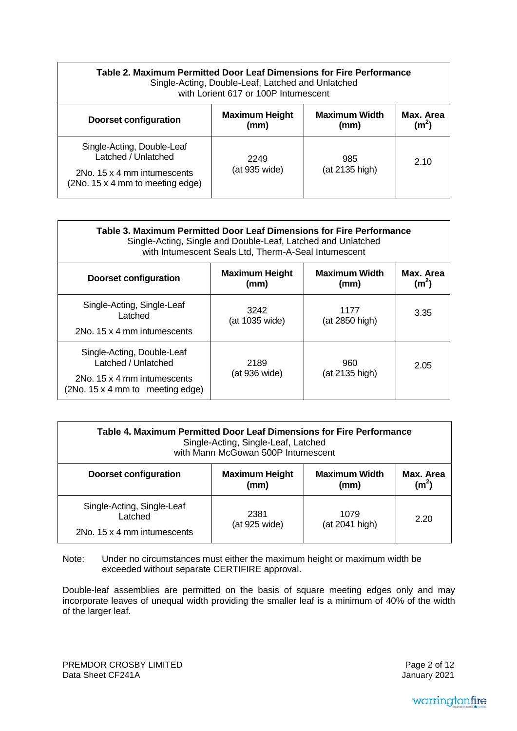| **Table 2. Maximum Permitted Door Leaf Dimensions for Fire Performance**<br>Single-Acting, Double-Leaf, Latched and Unlatched<br>with Lorient 617 or 100P Intumescent | | | |
|---|---|---|---|
| **Doorset configuration** | **Maximum Height (mm)** | **Maximum Width (mm)** | **Max. Area ($m^2$)** |
| Single-Acting, Double-Leaf Latched / Unlatched<br>2No. 15 x 4 mm intumescents (2No. 15 x 4 mm to meeting edge) | 2249 (at 935 wide) | 985 (at 2135 high) | 2.10 |

| **Table 3. Maximum Permitted Door Leaf Dimensions for Fire Performance**<br>Single-Acting, Single and Double-Leaf, Latched and Unlatched<br>with Intumescent Seals Ltd, Therm-A-Seal Intumescent | | | |
|---|---|---|---|
| **Doorset configuration** | **Maximum Height (mm)** | **Maximum Width (mm)** | **Max. Area ($m^2$)** |
| Single-Acting, Single-Leaf Latched<br>2No. 15 x 4 mm intumescents | 3242 (at 1035 wide) | 1177 (at 2850 high) | 3.35 |
| Single-Acting, Double-Leaf Latched / Unlatched<br>2No. 15 x 4 mm intumescents (2No. 15 x 4 mm to meeting edge) | 2189 (at 936 wide) | 960 (at 2135 high) | 2.05 |

| **Table 4. Maximum Permitted Door Leaf Dimensions for Fire Performance**<br>Single-Acting, Single-Leaf, Latched<br>with Mann McGowan 500P Intumescent | | | |
|---|---|---|---|
| **Doorset configuration** | **Maximum Height (mm)** | **Maximum Width (mm)** | **Max. Area ($m^2$)** |
| Single-Acting, Single-Leaf Latched<br>2No. 15 x 4 mm intumescents | 2381 (at 925 wide) | 1079 (at 2041 high) | 2.20 |

Note: Under no circumstances must either the maximum height or maximum width be exceeded without separate CERTIFIRE approval.

Double-leaf assemblies are permitted on the basis of square meeting edges only and may incorporate leaves of unequal width providing the smaller leaf is a minimum of 40% of the width of the larger leaf.

PREMDOR CROSBY LIMITED
Data Sheet CF241A

January 2021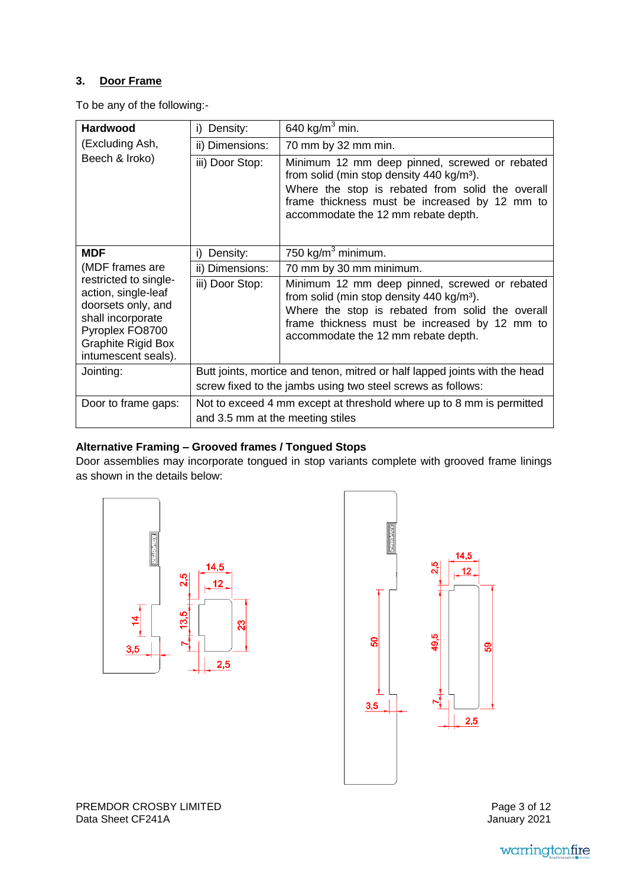### 3. Door Frame

To be any of the following:-

| | | |
|---|---|---|
| **Hardwood** (Excluding Ash, Beech & Iroko) | i) Density: | 640 kg/m$^3$ min. |
| | ii) Dimensions: | 70 mm by 32 mm min. |
| | iii) Door Stop: | Minimum 12 mm deep pinned, screwed or rebated from solid (min stop density 440 kg/m$^3$). Where the stop is rebated from solid the overall frame thickness must be increased by 12 mm to accommodate the 12 mm rebate depth. |
| **MDF** (MDF frames are restricted to single-action, single-leaf doorsets only, and shall incorporate Pyroplex FO8700 Graphite Rigid Box intumescent seals). | i) Density: | 750 kg/m$^3$ minimum. |
| | ii) Dimensions: | 70 mm by 30 mm minimum. |
| | iii) Door Stop: | Minimum 12 mm deep pinned, screwed or rebated from solid (min stop density 440 kg/m$^3$). Where the stop is rebated from solid the overall frame thickness must be increased by 12 mm to accommodate the 12 mm rebate depth. |
| Jointing: | Butt joints, mortice and tenon, mitred or half lapped joints with the head screw fixed to the jambs using two steel screws as follows: | |
| Door to frame gaps: | Not to exceed 4 mm except at threshold where up to 8 mm is permitted and 3.5 mm at the meeting stiles | |

**Alternative Framing – Grooved frames / Tongued Stops**

Door assemblies may incorporate tongued in stop variants complete with grooved frame linings as shown in the details below: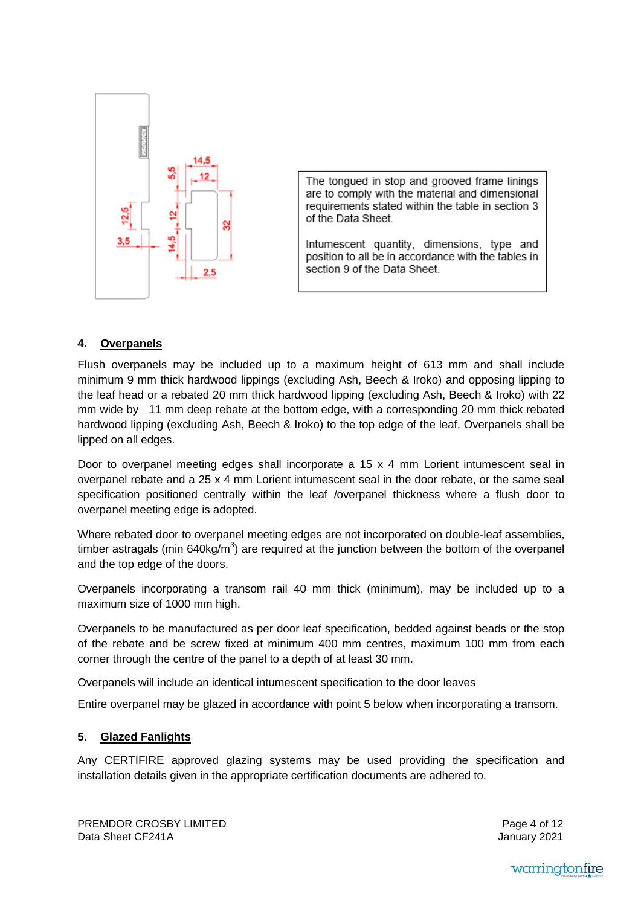The tongued in stop and grooved frame linings are to comply with the material and dimensional requirements stated within the table in section 3 of the Data Sheet.

Intumescent quantity, dimensions, type and position to all be in accordance with the tables in section 9 of the Data Sheet.

### 4. Overpanels

Flush overpanels may be included up to a maximum height of 613 mm and shall include minimum 9 mm thick hardwood lippings (excluding Ash, Beech & Iroko) and opposing lipping to the leaf head or a rebated 20 mm thick hardwood lipping (excluding Ash, Beech & Iroko) with 22 mm wide by 11 mm deep rebate at the bottom edge, with a corresponding 20 mm thick rebated hardwood lipping (excluding Ash, Beech & Iroko) to the top edge of the leaf. Overpanels shall be lipped on all edges.

Door to overpanel meeting edges shall incorporate a 15 x 4 mm Lorient intumescent seal in overpanel rebate and a 25 x 4 mm Lorient intumescent seal in the door rebate, or the same seal specification positioned centrally within the leaf /overpanel thickness where a flush door to overpanel meeting edge is adopted.

Where rebated door to overpanel meeting edges are not incorporated on double-leaf assemblies, timber astragals (min 640kg/m$^3$) are required at the junction between the bottom of the overpanel and the top edge of the doors.

Overpanels incorporating a transom rail 40 mm thick (minimum), may be included up to a maximum size of 1000 mm high.

Overpanels to be manufactured as per door leaf specification, bedded against beads or the stop of the rebate and be screw fixed at minimum 400 mm centres, maximum 100 mm from each corner through the centre of the panel to a depth of at least 30 mm.

Overpanels will include an identical intumescent specification to the door leaves

Entire overpanel may be glazed in accordance with point 5 below when incorporating a transom.

### 5. Glazed Fanlights

Any CERTIFIRE approved glazing systems may be used providing the specification and installation details given in the appropriate certification documents are adhered to.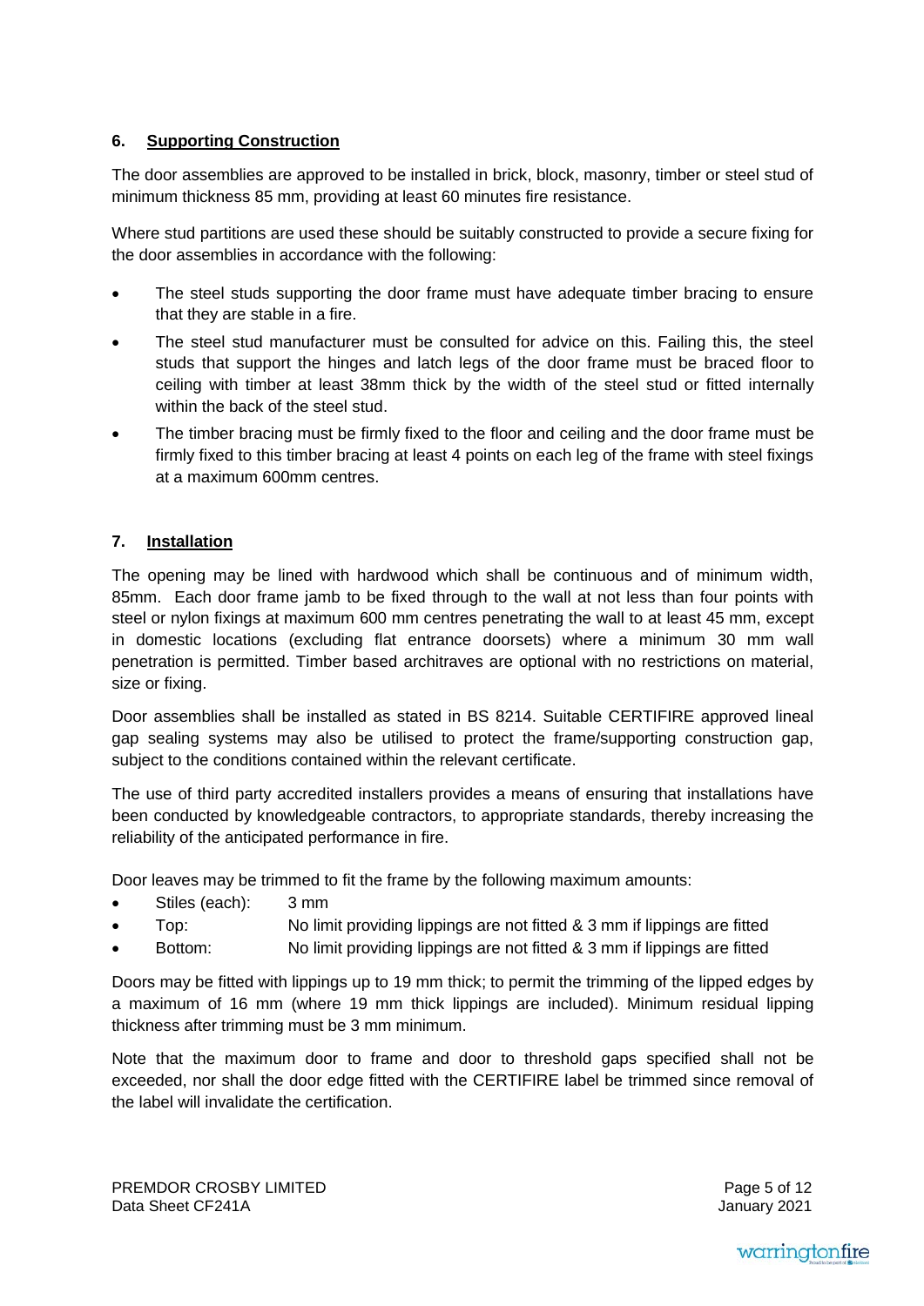## 6. Supporting Construction

The door assemblies are approved to be installed in brick, block, masonry, timber or steel stud of minimum thickness 85 mm, providing at least 60 minutes fire resistance.

Where stud partitions are used these should be suitably constructed to provide a secure fixing for the door assemblies in accordance with the following:

- The steel studs supporting the door frame must have adequate timber bracing to ensure that they are stable in a fire.
- The steel stud manufacturer must be consulted for advice on this. Failing this, the steel studs that support the hinges and latch legs of the door frame must be braced floor to ceiling with timber at least 38mm thick by the width of the steel stud or fitted internally within the back of the steel stud.
- The timber bracing must be firmly fixed to the floor and ceiling and the door frame must be firmly fixed to this timber bracing at least 4 points on each leg of the frame with steel fixings at a maximum 600mm centres.

## 7. Installation

The opening may be lined with hardwood which shall be continuous and of minimum width, 85mm. Each door frame jamb to be fixed through to the wall at not less than four points with steel or nylon fixings at maximum 600 mm centres penetrating the wall to at least 45 mm, except in domestic locations (excluding flat entrance doorsets) where a minimum 30 mm wall penetration is permitted. Timber based architraves are optional with no restrictions on material, size or fixing.

Door assemblies shall be installed as stated in BS 8214. Suitable CERTIFIRE approved lineal gap sealing systems may also be utilised to protect the frame/supporting construction gap, subject to the conditions contained within the relevant certificate.

The use of third party accredited installers provides a means of ensuring that installations have been conducted by knowledgeable contractors, to appropriate standards, thereby increasing the reliability of the anticipated performance in fire.

Door leaves may be trimmed to fit the frame by the following maximum amounts:

- Stiles (each): 3 mm
- Top: No limit providing lippings are not fitted & 3 mm if lippings are fitted
- Bottom: No limit providing lippings are not fitted & 3 mm if lippings are fitted

Doors may be fitted with lippings up to 19 mm thick; to permit the trimming of the lipped edges by a maximum of 16 mm (where 19 mm thick lippings are included). Minimum residual lipping thickness after trimming must be 3 mm minimum.

Note that the maximum door to frame and door to threshold gaps specified shall not be exceeded, nor shall the door edge fitted with the CERTIFIRE label be trimmed since removal of the label will invalidate the certification.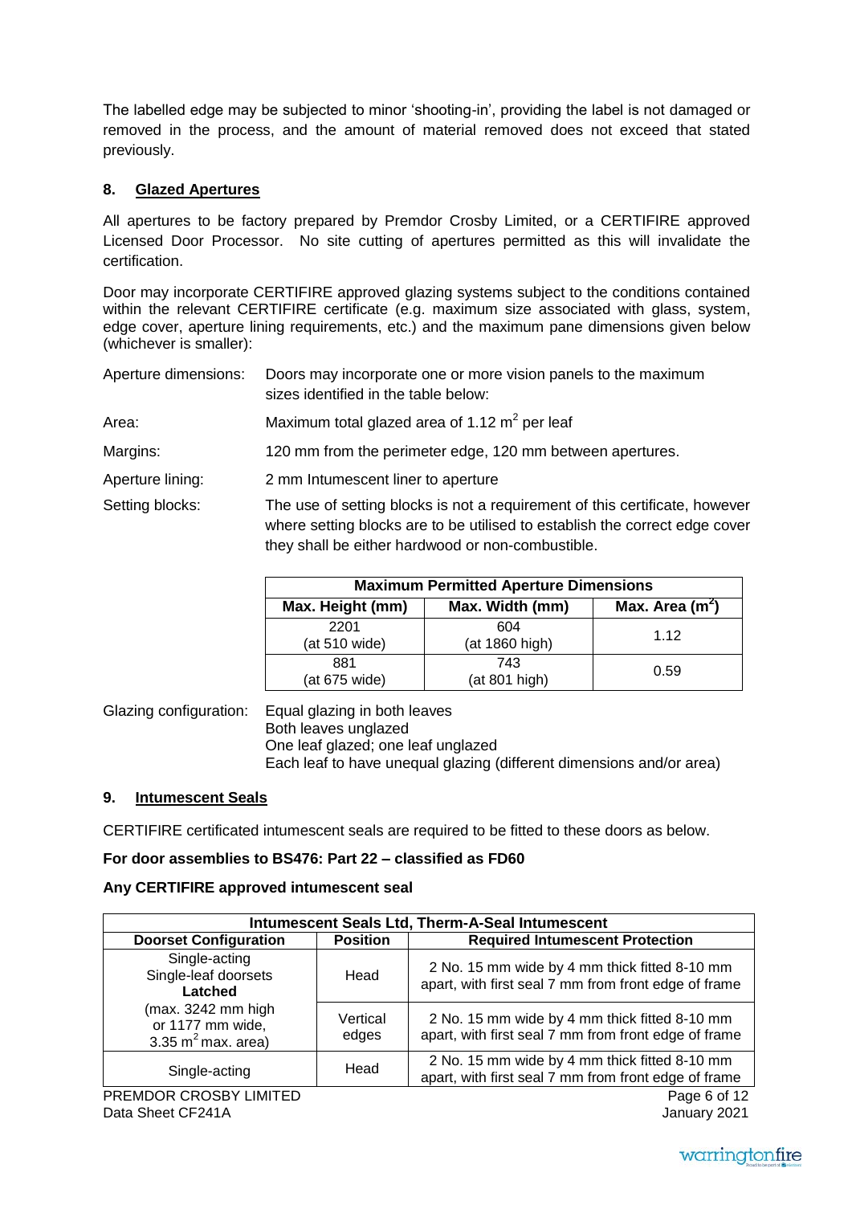The labelled edge may be subjected to minor 'shooting-in', providing the label is not damaged or removed in the process, and the amount of material removed does not exceed that stated previously.

## 8. Glazed Apertures

All apertures to be factory prepared by Premdor Crosby Limited, or a CERTIFIRE approved Licensed Door Processor. No site cutting of apertures permitted as this will invalidate the certification.

Door may incorporate CERTIFIRE approved glazing systems subject to the conditions contained within the relevant CERTIFIRE certificate (e.g. maximum size associated with glass, system, edge cover, aperture lining requirements, etc.) and the maximum pane dimensions given below (whichever is smaller):

Aperture dimensions: Doors may incorporate one or more vision panels to the maximum sizes identified in the table below:

Area: Maximum total glazed area of 1.12 $m^2$ per leaf

Margins: 120 mm from the perimeter edge, 120 mm between apertures.

Aperture lining: 2 mm Intumescent liner to aperture

Setting blocks: The use of setting blocks is not a requirement of this certificate, however where setting blocks are to be utilised to establish the correct edge cover they shall be either hardwood or non-combustible.

| Maximum Permitted Aperture Dimensions | | |
|---|---|---|
| **Max. Height (mm)** | **Max. Width (mm)** | **Max. Area ($m^2$)** |
| 2201 (at 510 wide) | 604 (at 1860 high) | 1.12 |
| 881 (at 675 wide) | 743 (at 801 high) | 0.59 |

Glazing configuration: Equal glazing in both leaves
Both leaves unglazed
One leaf glazed; one leaf unglazed
Each leaf to have unequal glazing (different dimensions and/or area)

## 9. Intumescent Seals

CERTIFIRE certificated intumescent seals are required to be fitted to these doors as below.

**For door assemblies to BS476: Part 22 – classified as FD60**

**Any CERTIFIRE approved intumescent seal**

| Intumescent Seals Ltd, Therm-A-Seal Intumescent | | |
|---|---|---|
| **Doorset Configuration** | **Position** | **Required Intumescent Protection** |
| Single-acting Single-leaf doorsets **Latched** (max. 3242 mm high or 1177 mm wide, 3.35 $m^2$ max. area) | Head | 2 No. 15 mm wide by 4 mm thick fitted 8-10 mm apart, with first seal 7 mm from front edge of frame |
| | Vertical edges | 2 No. 15 mm wide by 4 mm thick fitted 8-10 mm apart, with first seal 7 mm from front edge of frame |
| Single-acting | Head | 2 No. 15 mm wide by 4 mm thick fitted 8-10 mm apart, with first seal 7 mm from front edge of frame |

PREMDOR CROSBY LIMITED
Data Sheet CF241A
January 2021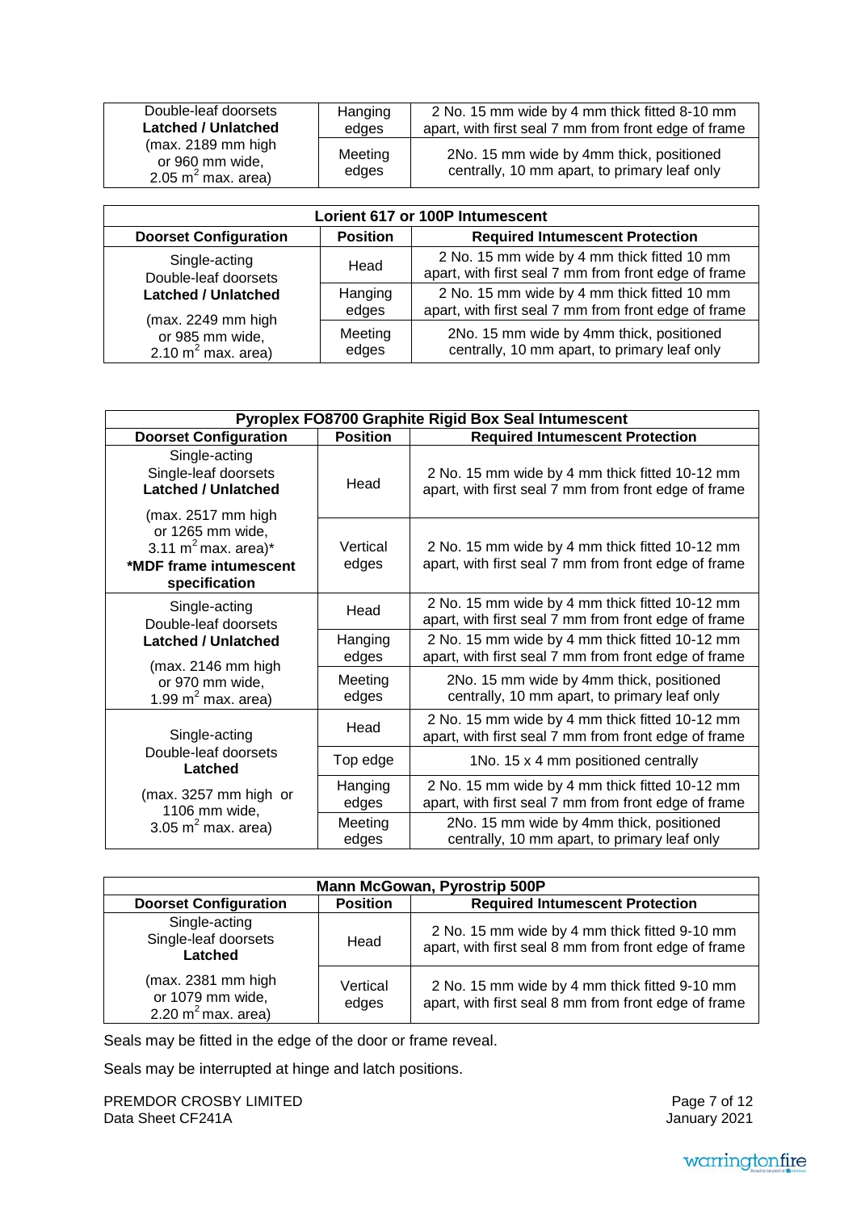| Double-leaf doorsets **Latched / Unlatched** (max. 2189 mm high or 960 mm wide, 2.05 $m^2$ max. area) | Hanging edges | 2 No. 15 mm wide by 4 mm thick fitted 8-10 mm apart, with first seal 7 mm from front edge of frame |
|---|---|---|
| | Meeting edges | 2No. 15 mm wide by 4mm thick, positioned centrally, 10 mm apart, to primary leaf only |

| **Lorient 617 or 100P Intumescent** | | |
|---|---|---|
| **Doorset Configuration** | **Position** | **Required Intumescent Protection** |
| Single-acting Double-leaf doorsets **Latched / Unlatched** (max. 2249 mm high or 985 mm wide, 2.10 $m^2$ max. area) | Head | 2 No. 15 mm wide by 4 mm thick fitted 10 mm apart, with first seal 7 mm from front edge of frame |
| | Hanging edges | 2 No. 15 mm wide by 4 mm thick fitted 10 mm apart, with first seal 7 mm from front edge of frame |
| | Meeting edges | 2No. 15 mm wide by 4mm thick, positioned centrally, 10 mm apart, to primary leaf only |

| **Pyroplex FO8700 Graphite Rigid Box Seal Intumescent** | | |
|---|---|---|
| **Doorset Configuration** | **Position** | **Required Intumescent Protection** |
| Single-acting Single-leaf doorsets **Latched / Unlatched** (max. 2517 mm high or 1265 mm wide, 3.11 $m^2$ max. area)* **\*MDF frame intumescent specification** | Head | 2 No. 15 mm wide by 4 mm thick fitted 10-12 mm apart, with first seal 7 mm from front edge of frame |
| | Vertical edges | 2 No. 15 mm wide by 4 mm thick fitted 10-12 mm apart, with first seal 7 mm from front edge of frame |
| Single-acting Double-leaf doorsets **Latched / Unlatched** (max. 2146 mm high or 970 mm wide, 1.99 $m^2$ max. area) | Head | 2 No. 15 mm wide by 4 mm thick fitted 10-12 mm apart, with first seal 7 mm from front edge of frame |
| | Hanging edges | 2 No. 15 mm wide by 4 mm thick fitted 10-12 mm apart, with first seal 7 mm from front edge of frame |
| | Meeting edges | 2No. 15 mm wide by 4mm thick, positioned centrally, 10 mm apart, to primary leaf only |
| Single-acting Double-leaf doorsets **Latched** (max. 3257 mm high or 1106 mm wide, 3.05 $m^2$ max. area) | Head | 2 No. 15 mm wide by 4 mm thick fitted 10-12 mm apart, with first seal 7 mm from front edge of frame |
| | Top edge | 1No. 15 x 4 mm positioned centrally |
| | Hanging edges | 2 No. 15 mm wide by 4 mm thick fitted 10-12 mm apart, with first seal 7 mm from front edge of frame |
| | Meeting edges | 2No. 15 mm wide by 4mm thick, positioned centrally, 10 mm apart, to primary leaf only |

| **Mann McGowan, Pyrostrip 500P** | | |
|---|---|---|
| **Doorset Configuration** | **Position** | **Required Intumescent Protection** |
| Single-acting Single-leaf doorsets **Latched** (max. 2381 mm high or 1079 mm wide, 2.20 $m^2$ max. area) | Head | 2 No. 15 mm wide by 4 mm thick fitted 9-10 mm apart, with first seal 8 mm from front edge of frame |
| | Vertical edges | 2 No. 15 mm wide by 4 mm thick fitted 9-10 mm apart, with first seal 8 mm from front edge of frame |

Seals may be fitted in the edge of the door or frame reveal.

Seals may be interrupted at hinge and latch positions.

PREMDOR CROSBY LIMITED
Data Sheet CF241A

January 2021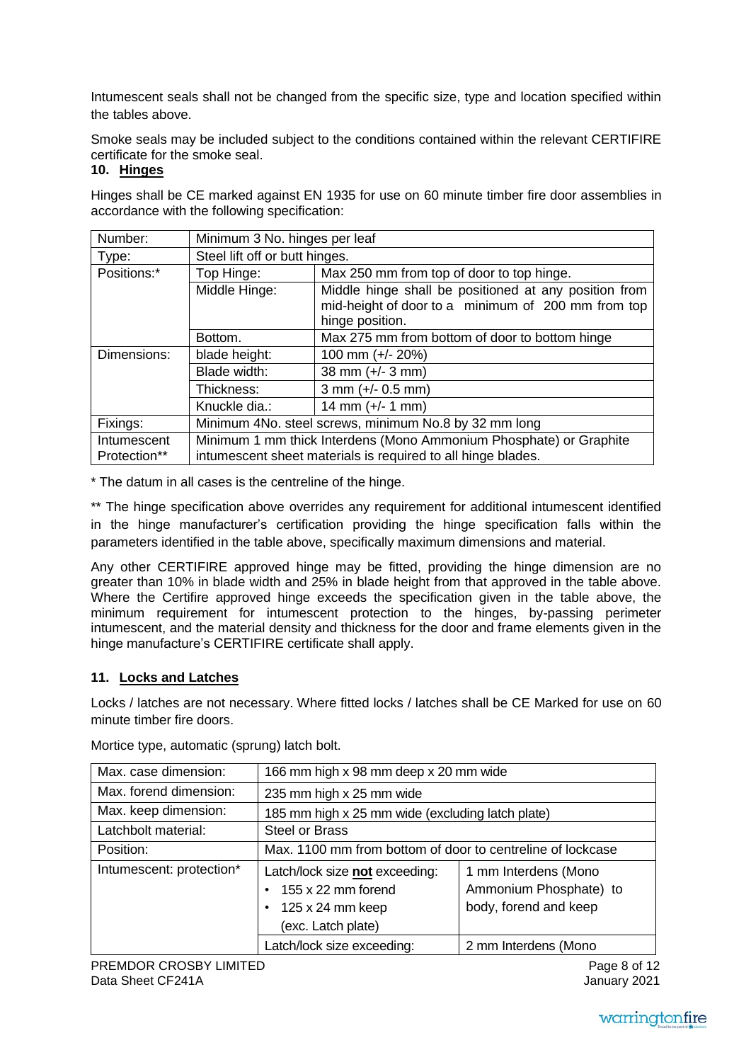Intumescent seals shall not be changed from the specific size, type and location specified within the tables above.

Smoke seals may be included subject to the conditions contained within the relevant CERTIFIRE certificate for the smoke seal.

## 10. Hinges

Hinges shall be CE marked against EN 1935 for use on 60 minute timber fire door assemblies in accordance with the following specification:

| Number: | Minimum 3 No. hinges per leaf | |
|---|---|---|
| Type: | Steel lift off or butt hinges. | |
| Positions:* | Top Hinge: | Max 250 mm from top of door to top hinge. |
| | Middle Hinge: | Middle hinge shall be positioned at any position from mid-height of door to a minimum of 200 mm from top hinge position. |
| | Bottom. | Max 275 mm from bottom of door to bottom hinge |
| Dimensions: | blade height: | 100 mm (+/- 20%) |
| | Blade width: | 38 mm (+/- 3 mm) |
| | Thickness: | 3 mm (+/- 0.5 mm) |
| | Knuckle dia.: | 14 mm (+/- 1 mm) |
| Fixings: | Minimum 4No. steel screws, minimum No.8 by 32 mm long | |
| Intumescent Protection** | Minimum 1 mm thick Interdens (Mono Ammonium Phosphate) or Graphite intumescent sheet materials is required to all hinge blades. | |

\* The datum in all cases is the centreline of the hinge.

** The hinge specification above overrides any requirement for additional intumescent identified in the hinge manufacturer's certification providing the hinge specification falls within the parameters identified in the table above, specifically maximum dimensions and material.

Any other CERTIFIRE approved hinge may be fitted, providing the hinge dimension are no greater than 10% in blade width and 25% in blade height from that approved in the table above. Where the Certifire approved hinge exceeds the specification given in the table above, the minimum requirement for intumescent protection to the hinges, by-passing perimeter intumescent, and the material density and thickness for the door and frame elements given in the hinge manufacture's CERTIFIRE certificate shall apply.

## 11. Locks and Latches

Locks / latches are not necessary. Where fitted locks / latches shall be CE Marked for use on 60 minute timber fire doors.

Mortice type, automatic (sprung) latch bolt.

| Max. case dimension: | 166 mm high x 98 mm deep x 20 mm wide | |
|---|---|---|
| Max. forend dimension: | 235 mm high x 25 mm wide | |
| Max. keep dimension: | 185 mm high x 25 mm wide (excluding latch plate) | |
| Latchbolt material: | Steel or Brass | |
| Position: | Max. 1100 mm from bottom of door to centreline of lockcase | |
| Intumescent: protection* | Latch/lock size **not** exceeding:<br>• 155 x 22 mm forend<br>• 125 x 24 mm keep<br>(exc. Latch plate) | 1 mm Interdens (Mono Ammonium Phosphate) to body, forend and keep |
| | Latch/lock size exceeding: | 2 mm Interdens (Mono |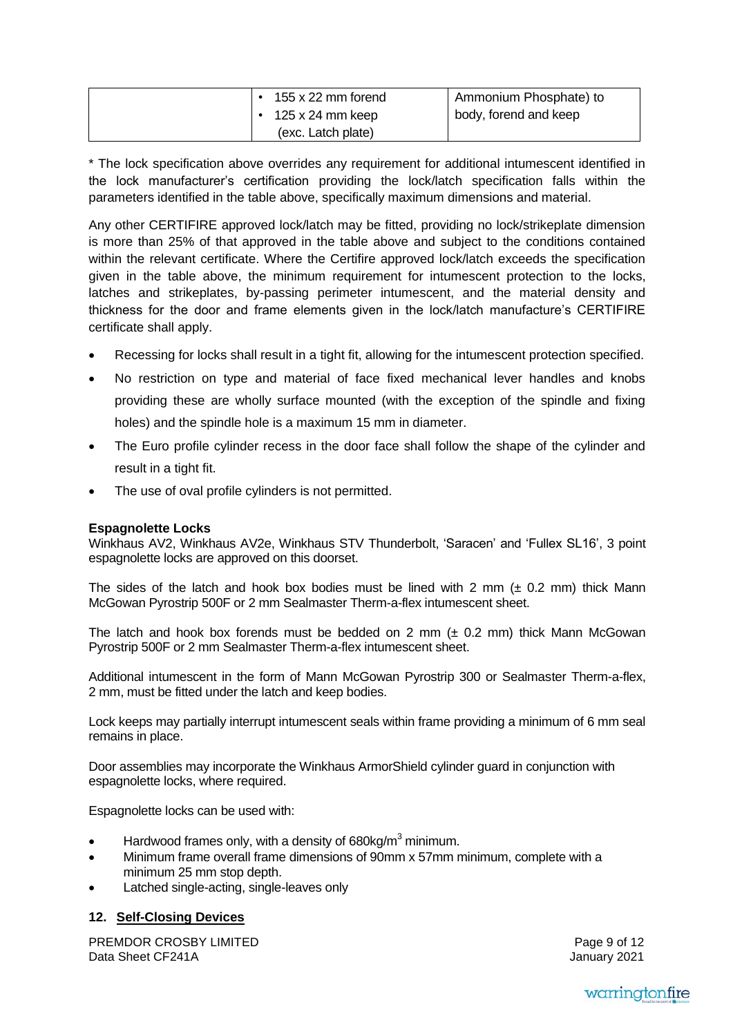|  | • 155 x 22 mm forend<br>• 125 x 24 mm keep (exc. Latch plate) | Ammonium Phosphate) to body, forend and keep |
|---|---|---|

* The lock specification above overrides any requirement for additional intumescent identified in the lock manufacturer's certification providing the lock/latch specification falls within the parameters identified in the table above, specifically maximum dimensions and material.

Any other CERTIFIRE approved lock/latch may be fitted, providing no lock/strikeplate dimension is more than 25% of that approved in the table above and subject to the conditions contained within the relevant certificate. Where the Certifire approved lock/latch exceeds the specification given in the table above, the minimum requirement for intumescent protection to the locks, latches and strikeplates, by-passing perimeter intumescent, and the material density and thickness for the door and frame elements given in the lock/latch manufacture's CERTIFIRE certificate shall apply.

- Recessing for locks shall result in a tight fit, allowing for the intumescent protection specified.
- No restriction on type and material of face fixed mechanical lever handles and knobs providing these are wholly surface mounted (with the exception of the spindle and fixing holes) and the spindle hole is a maximum 15 mm in diameter.
- The Euro profile cylinder recess in the door face shall follow the shape of the cylinder and result in a tight fit.
- The use of oval profile cylinders is not permitted.

**Espagnolette Locks**

Winkhaus AV2, Winkhaus AV2e, Winkhaus STV Thunderbolt, 'Saracen' and 'Fullex SL16', 3 point espagnolette locks are approved on this doorset.

The sides of the latch and hook box bodies must be lined with 2 mm (± 0.2 mm) thick Mann McGowan Pyrostrip 500F or 2 mm Sealmaster Therm-a-flex intumescent sheet.

The latch and hook box forends must be bedded on 2 mm (± 0.2 mm) thick Mann McGowan Pyrostrip 500F or 2 mm Sealmaster Therm-a-flex intumescent sheet.

Additional intumescent in the form of Mann McGowan Pyrostrip 300 or Sealmaster Therm-a-flex, 2 mm, must be fitted under the latch and keep bodies.

Lock keeps may partially interrupt intumescent seals within frame providing a minimum of 6 mm seal remains in place.

Door assemblies may incorporate the Winkhaus ArmorShield cylinder guard in conjunction with espagnolette locks, where required.

Espagnolette locks can be used with:

- Hardwood frames only, with a density of 680kg/m$^3$ minimum.
- Minimum frame overall frame dimensions of 90mm x 57mm minimum, complete with a minimum 25 mm stop depth.
- Latched single-acting, single-leaves only

## 12. Self-Closing Devices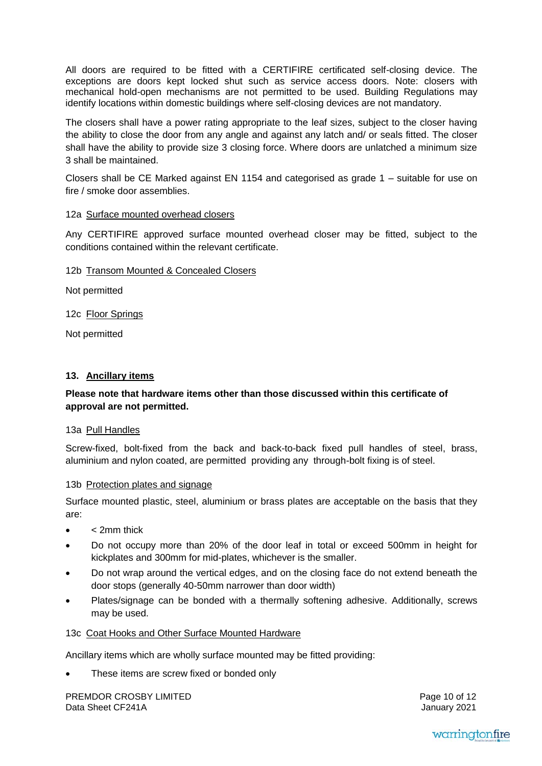All doors are required to be fitted with a CERTIFIRE certificated self-closing device. The exceptions are doors kept locked shut such as service access doors. Note: closers with mechanical hold-open mechanisms are not permitted to be used. Building Regulations may identify locations within domestic buildings where self-closing devices are not mandatory.

The closers shall have a power rating appropriate to the leaf sizes, subject to the closer having the ability to close the door from any angle and against any latch and/ or seals fitted. The closer shall have the ability to provide size 3 closing force. Where doors are unlatched a minimum size 3 shall be maintained.

Closers shall be CE Marked against EN 1154 and categorised as grade 1 – suitable for use on fire / smoke door assemblies.

12a Surface mounted overhead closers

Any CERTIFIRE approved surface mounted overhead closer may be fitted, subject to the conditions contained within the relevant certificate.

12b Transom Mounted & Concealed Closers

Not permitted

12c Floor Springs

Not permitted

## 13. Ancillary items

**Please note that hardware items other than those discussed within this certificate of approval are not permitted.**

13a Pull Handles

Screw-fixed, bolt-fixed from the back and back-to-back fixed pull handles of steel, brass, aluminium and nylon coated, are permitted providing any through-bolt fixing is of steel.

13b Protection plates and signage

Surface mounted plastic, steel, aluminium or brass plates are acceptable on the basis that they are:

- < 2mm thick
- Do not occupy more than 20% of the door leaf in total or exceed 500mm in height for kickplates and 300mm for mid-plates, whichever is the smaller.
- Do not wrap around the vertical edges, and on the closing face do not extend beneath the door stops (generally 40-50mm narrower than door width)
- Plates/signage can be bonded with a thermally softening adhesive. Additionally, screws may be used.

13c Coat Hooks and Other Surface Mounted Hardware

Ancillary items which are wholly surface mounted may be fitted providing:

- These items are screw fixed or bonded only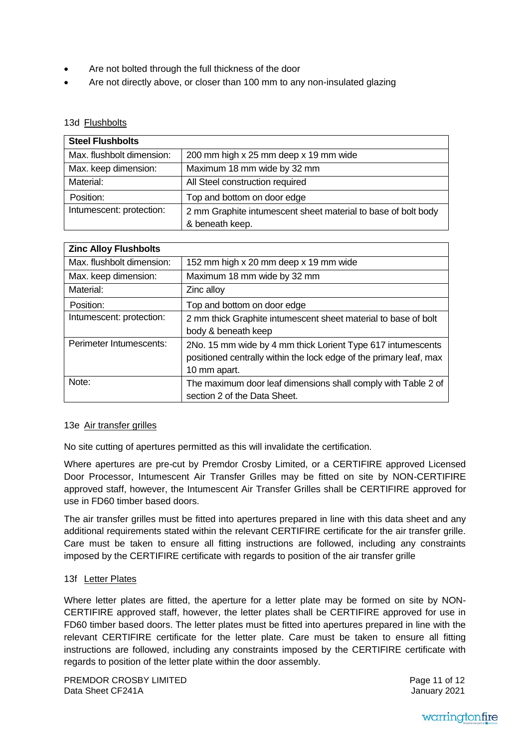- Are not bolted through the full thickness of the door
- Are not directly above, or closer than 100 mm to any non-insulated glazing

13d Flushbolts

| **Steel Flushbolts** | |
|---|---|
| Max. flushbolt dimension: | 200 mm high x 25 mm deep x 19 mm wide |
| Max. keep dimension: | Maximum 18 mm wide by 32 mm |
| Material: | All Steel construction required |
| Position: | Top and bottom on door edge |
| Intumescent: protection: | 2 mm Graphite intumescent sheet material to base of bolt body & beneath keep. |

| **Zinc Alloy Flushbolts** | |
|---|---|
| Max. flushbolt dimension: | 152 mm high x 20 mm deep x 19 mm wide |
| Max. keep dimension: | Maximum 18 mm wide by 32 mm |
| Material: | Zinc alloy |
| Position: | Top and bottom on door edge |
| Intumescent: protection: | 2 mm thick Graphite intumescent sheet material to base of bolt body & beneath keep |
| Perimeter Intumescents: | 2No. 15 mm wide by 4 mm thick Lorient Type 617 intumescents positioned centrally within the lock edge of the primary leaf, max 10 mm apart. |
| Note: | The maximum door leaf dimensions shall comply with Table 2 of section 2 of the Data Sheet. |

13e Air transfer grilles

No site cutting of apertures permitted as this will invalidate the certification.

Where apertures are pre-cut by Premdor Crosby Limited, or a CERTIFIRE approved Licensed Door Processor, Intumescent Air Transfer Grilles may be fitted on site by NON-CERTIFIRE approved staff, however, the Intumescent Air Transfer Grilles shall be CERTIFIRE approved for use in FD60 timber based doors.

The air transfer grilles must be fitted into apertures prepared in line with this data sheet and any additional requirements stated within the relevant CERTIFIRE certificate for the air transfer grille. Care must be taken to ensure all fitting instructions are followed, including any constraints imposed by the CERTIFIRE certificate with regards to position of the air transfer grille

13f Letter Plates

Where letter plates are fitted, the aperture for a letter plate may be formed on site by NON-CERTIFIRE approved staff, however, the letter plates shall be CERTIFIRE approved for use in FD60 timber based doors. The letter plates must be fitted into apertures prepared in line with the relevant CERTIFIRE certificate for the letter plate. Care must be taken to ensure all fitting instructions are followed, including any constraints imposed by the CERTIFIRE certificate with regards to position of the letter plate within the door assembly.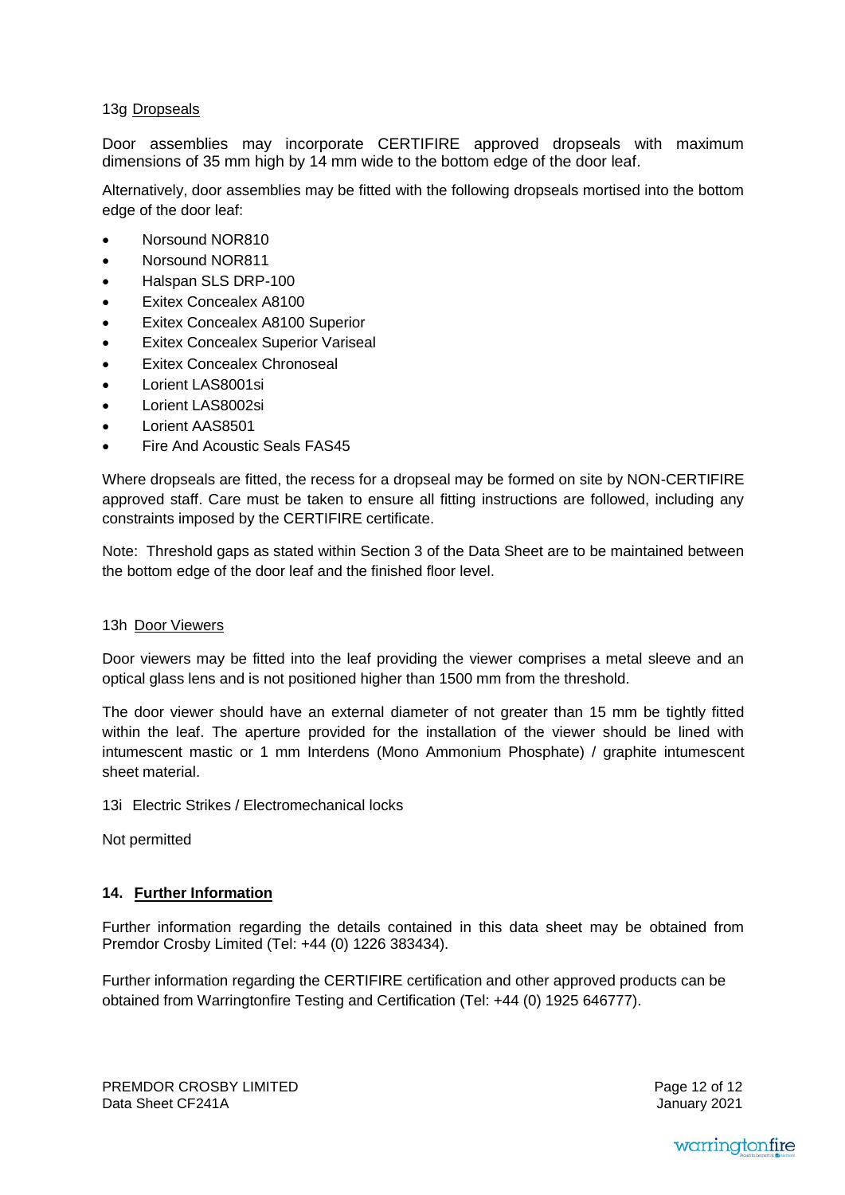13g Dropseals

Door assemblies may incorporate CERTIFIRE approved dropseals with maximum dimensions of 35 mm high by 14 mm wide to the bottom edge of the door leaf.

Alternatively, door assemblies may be fitted with the following dropseals mortised into the bottom edge of the door leaf:

- Norsound NOR810
- Norsound NOR811
- Halspan SLS DRP-100
- Exitex Concealex A8100
- Exitex Concealex A8100 Superior
- Exitex Concealex Superior Variseal
- Exitex Concealex Chronoseal
- Lorient LAS8001si
- Lorient LAS8002si
- Lorient AAS8501
- Fire And Acoustic Seals FAS45

Where dropseals are fitted, the recess for a dropseal may be formed on site by NON-CERTIFIRE approved staff. Care must be taken to ensure all fitting instructions are followed, including any constraints imposed by the CERTIFIRE certificate.

Note: Threshold gaps as stated within Section 3 of the Data Sheet are to be maintained between the bottom edge of the door leaf and the finished floor level.

13h Door Viewers

Door viewers may be fitted into the leaf providing the viewer comprises a metal sleeve and an optical glass lens and is not positioned higher than 1500 mm from the threshold.

The door viewer should have an external diameter of not greater than 15 mm be tightly fitted within the leaf. The aperture provided for the installation of the viewer should be lined with intumescent mastic or 1 mm Interdens (Mono Ammonium Phosphate) / graphite intumescent sheet material.

13i Electric Strikes / Electromechanical locks

Not permitted

## 14. Further Information

Further information regarding the details contained in this data sheet may be obtained from Premdor Crosby Limited (Tel: +44 (0) 1226 383434).

Further information regarding the CERTIFIRE certification and other approved products can be obtained from Warringtonfire Testing and Certification (Tel: +44 (0) 1925 646777).